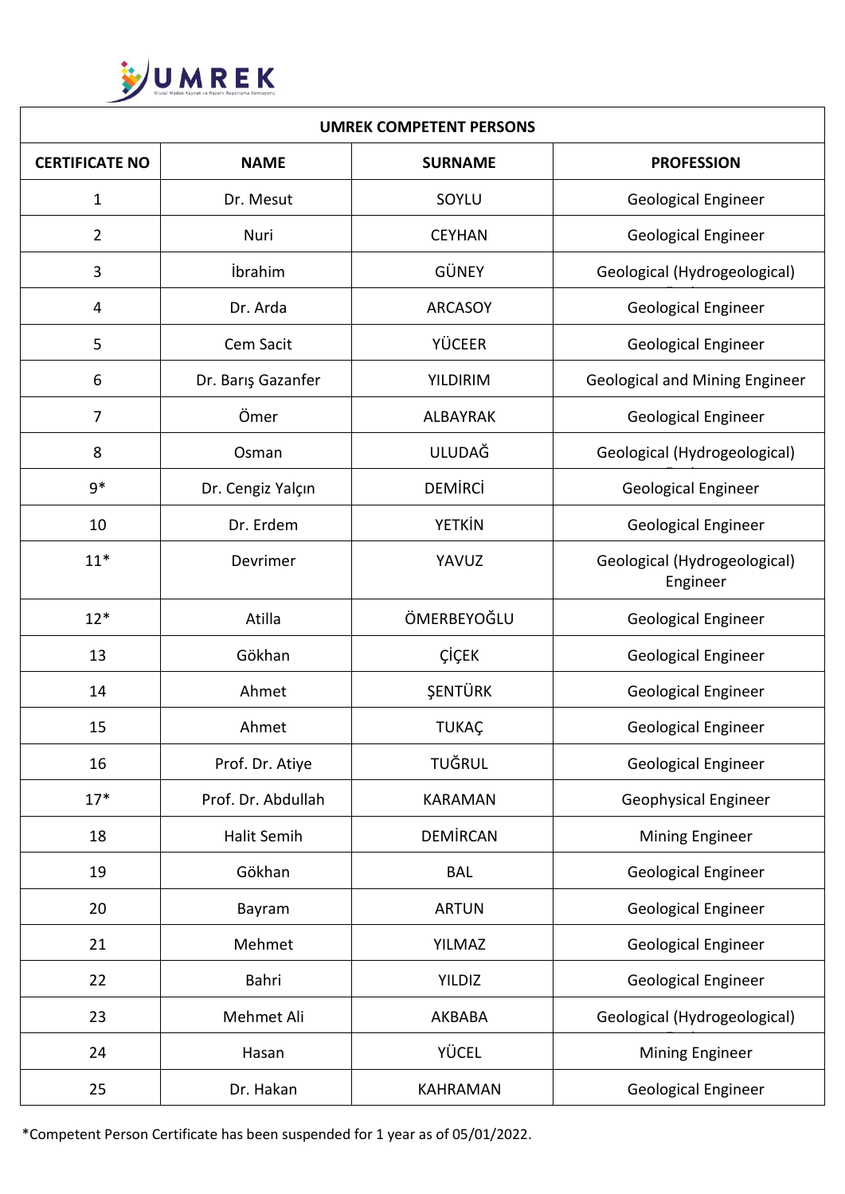| UMREK COMPETENT PERSONS | | | |
|---|---|---|---|
| CERTIFICATE NO | NAME | SURNAME | PROFESSION |
| 1 | Dr. Mesut | SOYLU | Geological Engineer |
| 2 | Nuri | CEYHAN | Geological Engineer |
| 3 | İbrahim | GÜNEY | Geological (Hydrogeological) |
| 4 | Dr. Arda | ARCASOY | Geological Engineer |
| 5 | Cem Sacit | YÜCEER | Geological Engineer |
| 6 | Dr. Barış Gazanfer | YILDIRIM | Geological and Mining Engineer |
| 7 | Ömer | ALBAYRAK | Geological Engineer |
| 8 | Osman | ULUDAĞ | Geological (Hydrogeological) |
| 9* | Dr. Cengiz Yalçın | DEMİRCİ | Geological Engineer |
| 10 | Dr. Erdem | YETKİN | Geological Engineer |
| 11* | Devrimer | YAVUZ | Geological (Hydrogeological) Engineer |
| 12* | Atilla | ÖMERBEYOĞLU | Geological Engineer |
| 13 | Gökhan | ÇİÇEK | Geological Engineer |
| 14 | Ahmet | ŞENTÜRK | Geological Engineer |
| 15 | Ahmet | TUKAÇ | Geological Engineer |
| 16 | Prof. Dr. Atiye | TUĞRUL | Geological Engineer |
| 17* | Prof. Dr. Abdullah | KARAMAN | Geophysical Engineer |
| 18 | Halit Semih | DEMİRCAN | Mining Engineer |
| 19 | Gökhan | BAL | Geological Engineer |
| 20 | Bayram | ARTUN | Geological Engineer |
| 21 | Mehmet | YILMAZ | Geological Engineer |
| 22 | Bahri | YILDIZ | Geological Engineer |
| 23 | Mehmet Ali | AKBABA | Geological (Hydrogeological) |
| 24 | Hasan | YÜCEL | Mining Engineer |
| 25 | Dr. Hakan | KAHRAMAN | Geological Engineer |

*Competent Person Certificate has been suspended for 1 year as of 05/01/2022.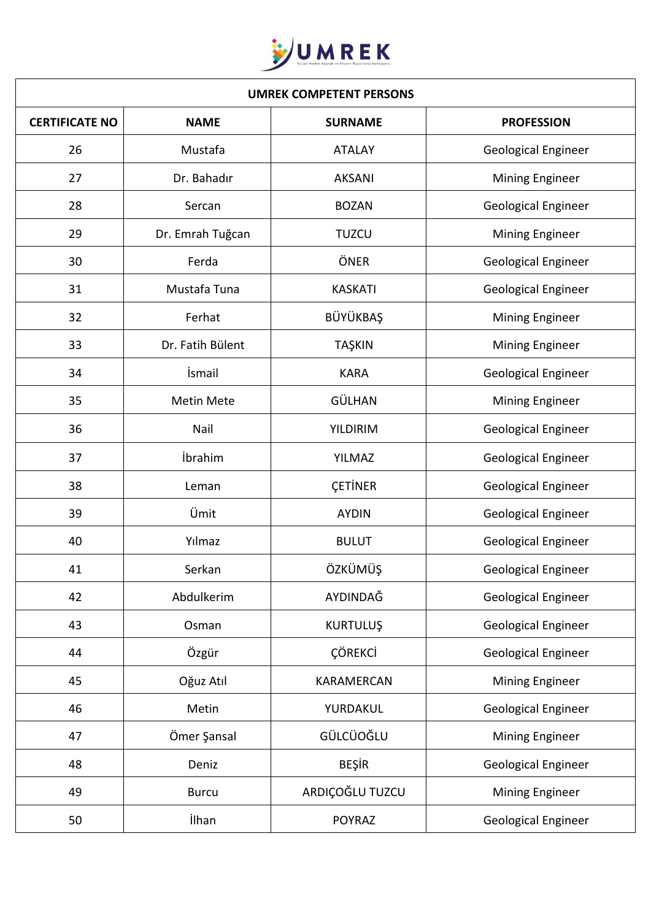| UMREK COMPETENT PERSONS | | | |
|---|---|---|---|
| **CERTIFICATE NO** | **NAME** | **SURNAME** | **PROFESSION** |
| 26 | Mustafa | ATALAY | Geological Engineer |
| 27 | Dr. Bahadır | AKSANI | Mining Engineer |
| 28 | Sercan | BOZAN | Geological Engineer |
| 29 | Dr. Emrah Tuğcan | TUZCU | Mining Engineer |
| 30 | Ferda | ÖNER | Geological Engineer |
| 31 | Mustafa Tuna | KASKATI | Geological Engineer |
| 32 | Ferhat | BÜYÜKBAŞ | Mining Engineer |
| 33 | Dr. Fatih Bülent | TAŞKIN | Mining Engineer |
| 34 | İsmail | KARA | Geological Engineer |
| 35 | Metin Mete | GÜLHAN | Mining Engineer |
| 36 | Nail | YILDIRIM | Geological Engineer |
| 37 | İbrahim | YILMAZ | Geological Engineer |
| 38 | Leman | ÇETİNER | Geological Engineer |
| 39 | Ümit | AYDIN | Geological Engineer |
| 40 | Yılmaz | BULUT | Geological Engineer |
| 41 | Serkan | ÖZKÜMÜŞ | Geological Engineer |
| 42 | Abdulkerim | AYDINDAĞ | Geological Engineer |
| 43 | Osman | KURTULUŞ | Geological Engineer |
| 44 | Özgür | ÇÖREKÇİ | Geological Engineer |
| 45 | Oğuz Atıl | KARAMERCAN | Mining Engineer |
| 46 | Metin | YURDAKUL | Geological Engineer |
| 47 | Ömer Şansal | GÜLCÜOĞLU | Mining Engineer |
| 48 | Deniz | BEŞİR | Geological Engineer |
| 49 | Burcu | ARDIÇOĞLU TUZCU | Mining Engineer |
| 50 | İlhan | POYRAZ | Geological Engineer |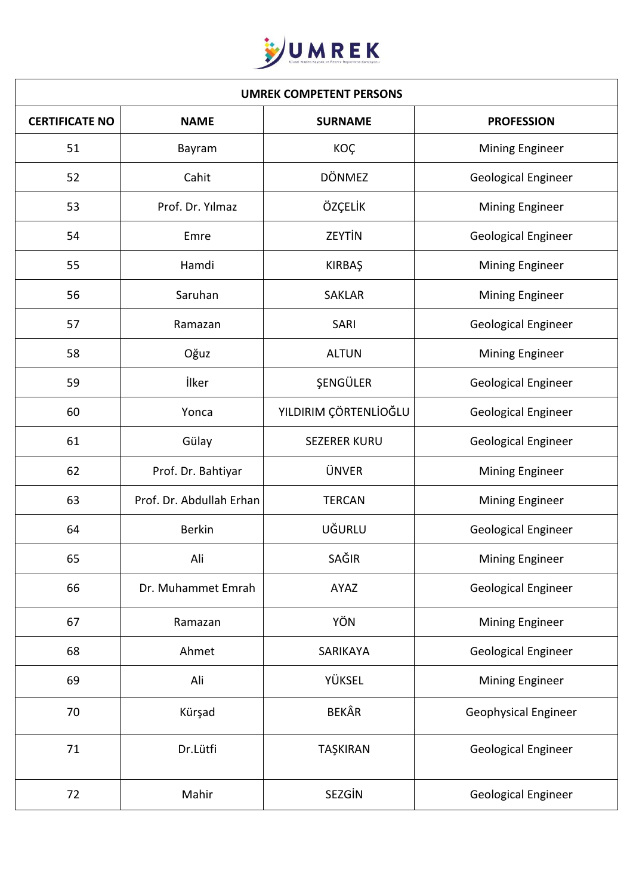| UMREK COMPETENT PERSONS | | | |
|---|---|---|---|
| **CERTIFICATE NO** | **NAME** | **SURNAME** | **PROFESSION** |
| 51 | Bayram | KOÇ | Mining Engineer |
| 52 | Cahit | DÖNMEZ | Geological Engineer |
| 53 | Prof. Dr. Yılmaz | ÖZÇELİK | Mining Engineer |
| 54 | Emre | ZEYTİN | Geological Engineer |
| 55 | Hamdi | KIRBAŞ | Mining Engineer |
| 56 | Saruhan | SAKLAR | Mining Engineer |
| 57 | Ramazan | SARI | Geological Engineer |
| 58 | Oğuz | ALTUN | Mining Engineer |
| 59 | İlker | ŞENGÜLER | Geological Engineer |
| 60 | Yonca | YILDIRIM ÇÖRTENLİOĞLU | Geological Engineer |
| 61 | Gülay | SEZERER KURU | Geological Engineer |
| 62 | Prof. Dr. Bahtiyar | ÜNVER | Mining Engineer |
| 63 | Prof. Dr. Abdullah Erhan | TERCAN | Mining Engineer |
| 64 | Berkin | UĞURLU | Geological Engineer |
| 65 | Ali | SAĞIR | Mining Engineer |
| 66 | Dr. Muhammet Emrah | AYAZ | Geological Engineer |
| 67 | Ramazan | YÖN | Mining Engineer |
| 68 | Ahmet | SARIKAYA | Geological Engineer |
| 69 | Ali | YÜKSEL | Mining Engineer |
| 70 | Kürşad | BEKÂR | Geophysical Engineer |
| 71 | Dr.Lütfi | TAŞKIRAN | Geological Engineer |
| 72 | Mahir | SEZGİN | Geological Engineer |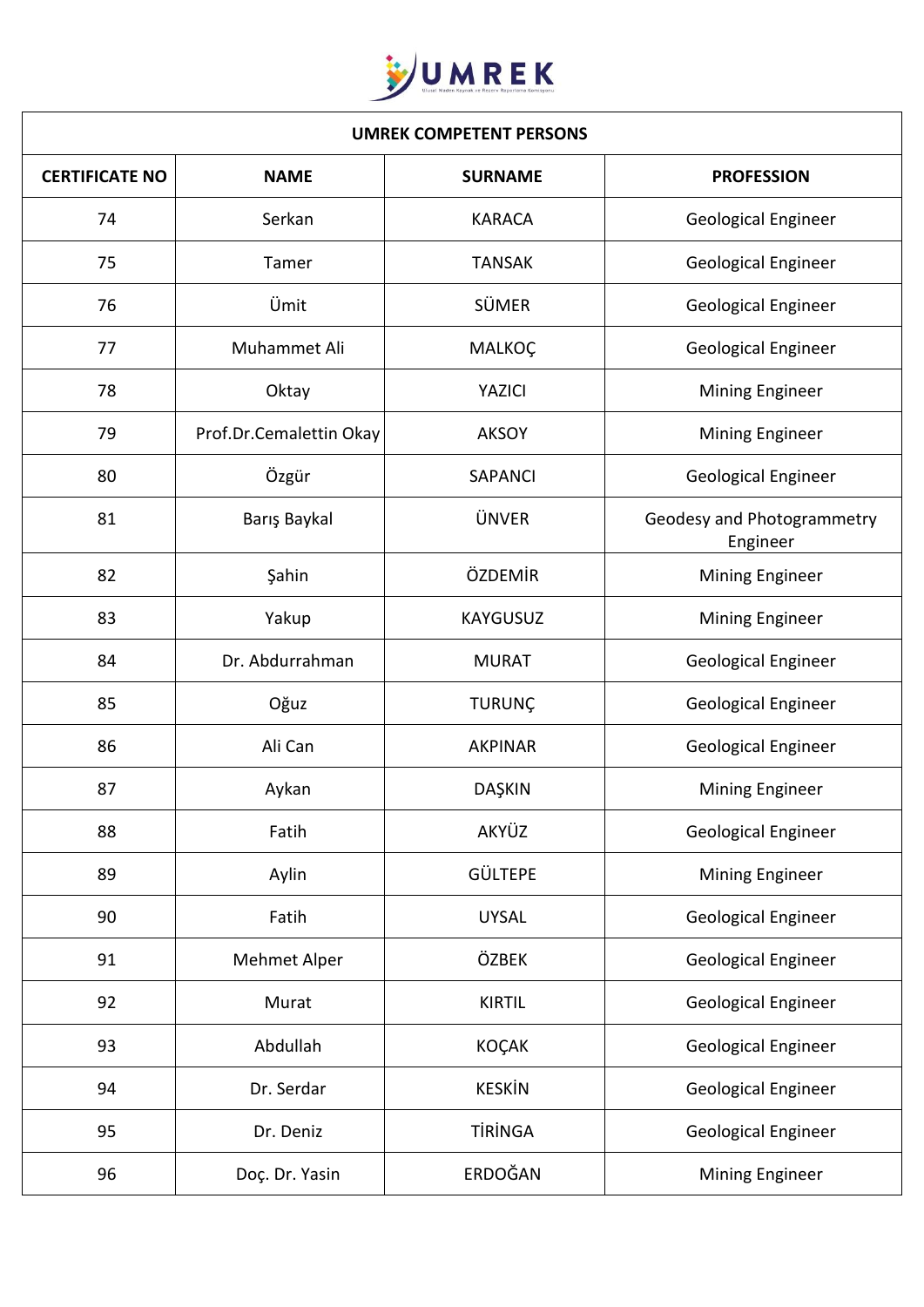| UMREK COMPETENT PERSONS | | | |
|---|---|---|---|
| CERTIFICATE NO | NAME | SURNAME | PROFESSION |
| 74 | Serkan | KARACA | Geological Engineer |
| 75 | Tamer | TANSAK | Geological Engineer |
| 76 | Ümit | SÜMER | Geological Engineer |
| 77 | Muhammet Ali | MALKOÇ | Geological Engineer |
| 78 | Oktay | YAZICI | Mining Engineer |
| 79 | Prof.Dr.Cemalettin Okay | AKSOY | Mining Engineer |
| 80 | Özgür | SAPANCI | Geological Engineer |
| 81 | Barış Baykal | ÜNVER | Geodesy and Photogrammetry Engineer |
| 82 | Şahin | ÖZDEMİR | Mining Engineer |
| 83 | Yakup | KAYGUSUZ | Mining Engineer |
| 84 | Dr. Abdurrahman | MURAT | Geological Engineer |
| 85 | Oğuz | TURUNÇ | Geological Engineer |
| 86 | Ali Can | AKPINAR | Geological Engineer |
| 87 | Aykan | DAŞKIN | Mining Engineer |
| 88 | Fatih | AKYÜZ | Geological Engineer |
| 89 | Aylin | GÜLTEPE | Mining Engineer |
| 90 | Fatih | UYSAL | Geological Engineer |
| 91 | Mehmet Alper | ÖZBEK | Geological Engineer |
| 92 | Murat | KIRTIL | Geological Engineer |
| 93 | Abdullah | KOÇAK | Geological Engineer |
| 94 | Dr. Serdar | KESKİN | Geological Engineer |
| 95 | Dr. Deniz | TİRİNGA | Geological Engineer |
| 96 | Doç. Dr. Yasin | ERDOĞAN | Mining Engineer |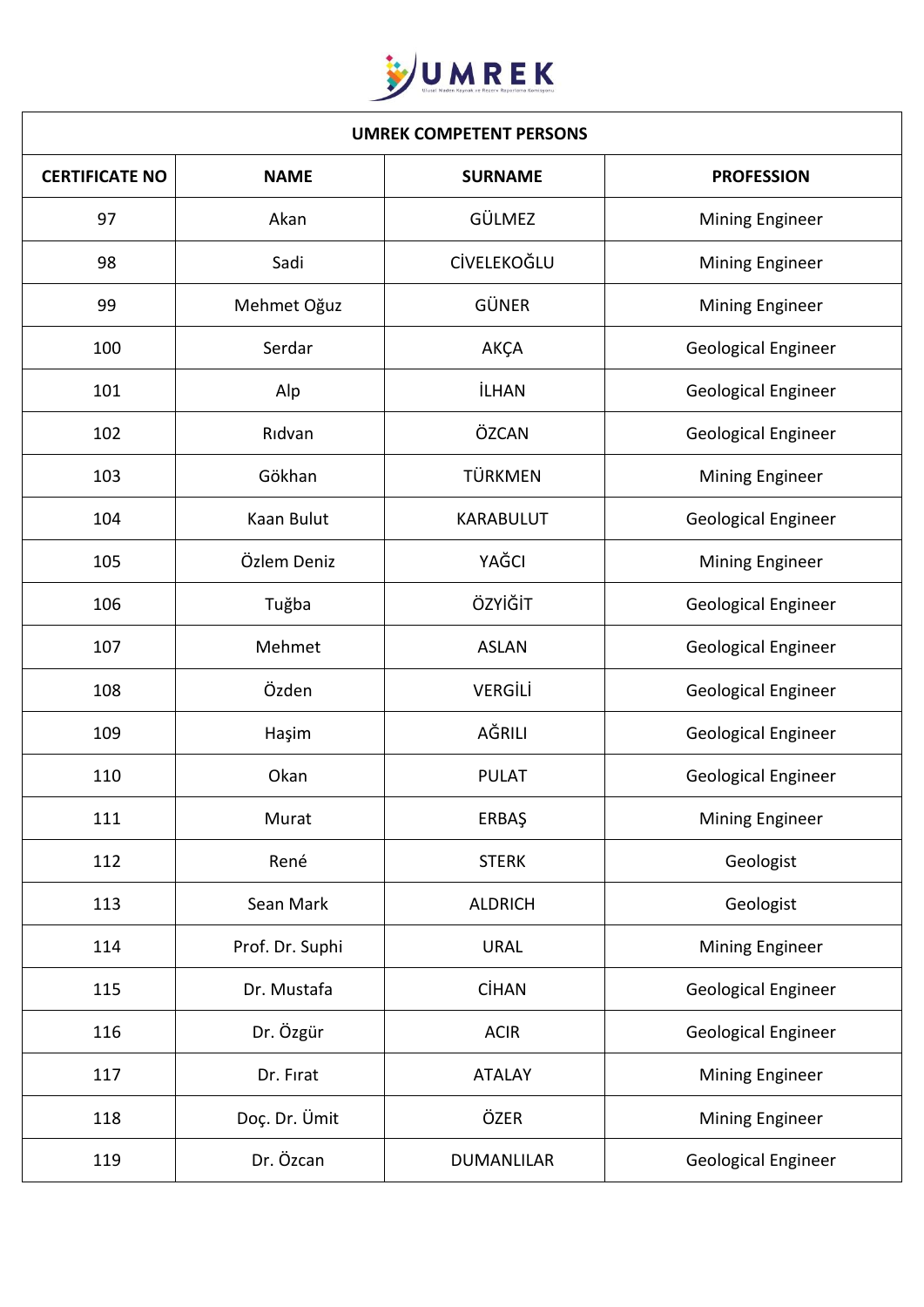| UMREK COMPETENT PERSONS | | | |
|---|---|---|---|
| **CERTIFICATE NO** | **NAME** | **SURNAME** | **PROFESSION** |
| 97 | Akan | GÜLMEZ | Mining Engineer |
| 98 | Sadi | CİVELEKOĞLU | Mining Engineer |
| 99 | Mehmet Oğuz | GÜNER | Mining Engineer |
| 100 | Serdar | AKÇA | Geological Engineer |
| 101 | Alp | İLHAN | Geological Engineer |
| 102 | Rıdvan | ÖZCAN | Geological Engineer |
| 103 | Gökhan | TÜRKMEN | Mining Engineer |
| 104 | Kaan Bulut | KARABULUT | Geological Engineer |
| 105 | Özlem Deniz | YAĞCI | Mining Engineer |
| 106 | Tuğba | ÖZYİĞİT | Geological Engineer |
| 107 | Mehmet | ASLAN | Geological Engineer |
| 108 | Özden | VERGİLİ | Geological Engineer |
| 109 | Haşim | AĞRILI | Geological Engineer |
| 110 | Okan | PULAT | Geological Engineer |
| 111 | Murat | ERBAŞ | Mining Engineer |
| 112 | René | STERK | Geologist |
| 113 | Sean Mark | ALDRICH | Geologist |
| 114 | Prof. Dr. Suphi | URAL | Mining Engineer |
| 115 | Dr. Mustafa | CİHAN | Geological Engineer |
| 116 | Dr. Özgür | ACIR | Geological Engineer |
| 117 | Dr. Fırat | ATALAY | Mining Engineer |
| 118 | Doç. Dr. Ümit | ÖZER | Mining Engineer |
| 119 | Dr. Özcan | DUMANLILAR | Geological Engineer |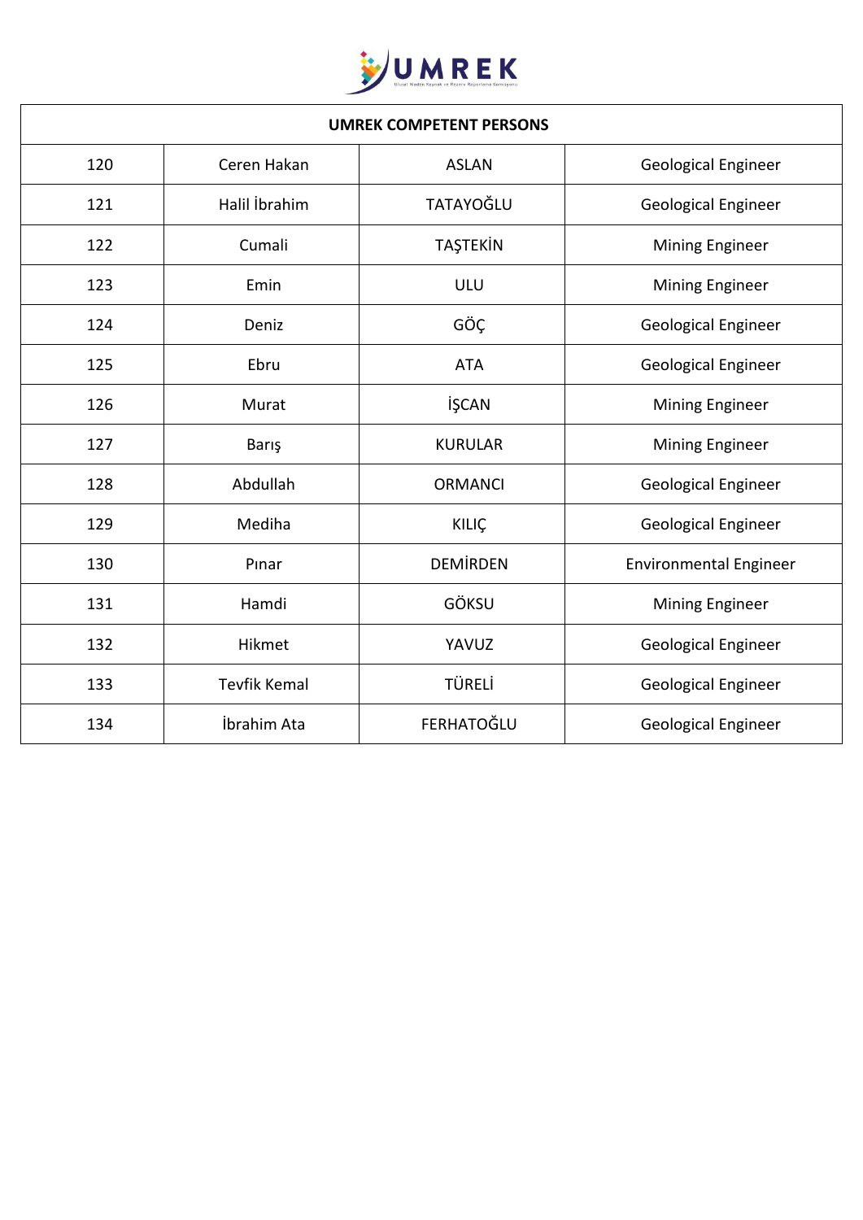| UMREK COMPETENT PERSONS | | | |
|---|---|---|---|
| 120 | Ceren Hakan | ASLAN | Geological Engineer |
| 121 | Halil İbrahim | TATAYOĞLU | Geological Engineer |
| 122 | Cumali | TAŞTEKİN | Mining Engineer |
| 123 | Emin | ULU | Mining Engineer |
| 124 | Deniz | GÖÇ | Geological Engineer |
| 125 | Ebru | ATA | Geological Engineer |
| 126 | Murat | İŞCAN | Mining Engineer |
| 127 | Barış | KURULAR | Mining Engineer |
| 128 | Abdullah | ORMANCI | Geological Engineer |
| 129 | Mediha | KILIÇ | Geological Engineer |
| 130 | Pınar | DEMİRDEN | Environmental Engineer |
| 131 | Hamdi | GÖKSU | Mining Engineer |
| 132 | Hikmet | YAVUZ | Geological Engineer |
| 133 | Tevfik Kemal | TÜRELİ | Geological Engineer |
| 134 | İbrahim Ata | FERHATOĞLU | Geological Engineer |